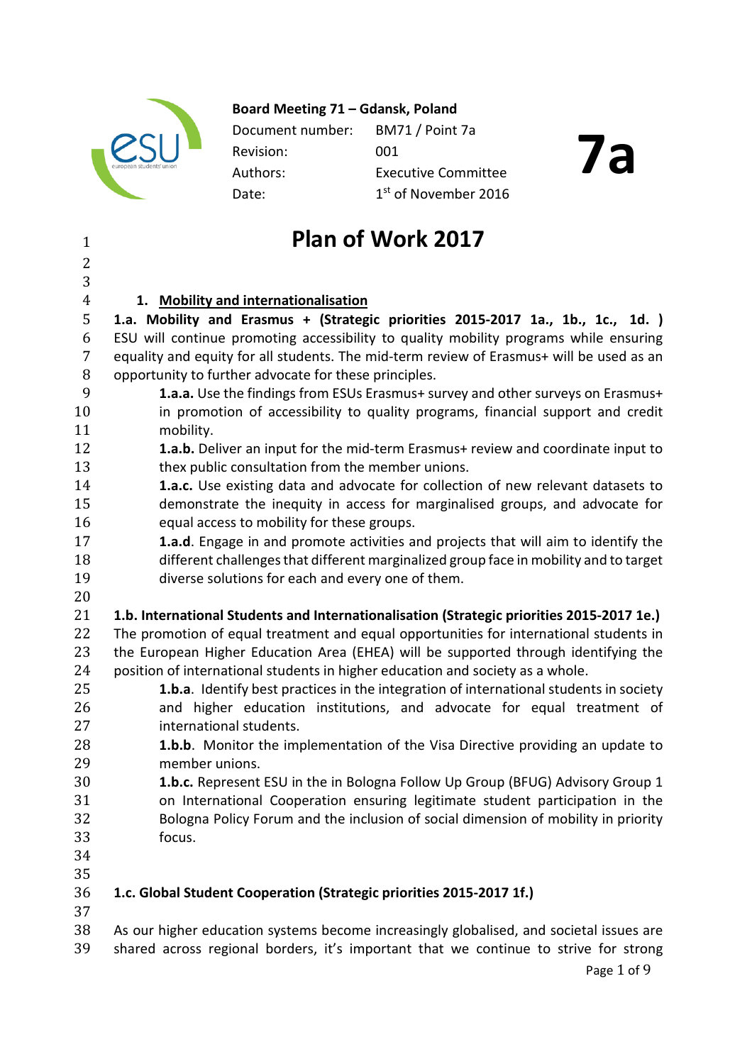**Board Meeting 71 – Gdansk, Poland**

| | |
|---|---|
| Document number: | BM71 / Point 7a |
| Revision: | 001 |
| Authors: | Executive Committee |
| Date: | 1st of November 2016 |

**7a**

# Plan of Work 2017

## 1. Mobility and internationalisation

**1.a. Mobility and Erasmus + (Strategic priorities 2015-2017 1a., 1b., 1c., 1d. )**
ESU will continue promoting accessibility to quality mobility programs while ensuring equality and equity for all students. The mid-term review of Erasmus+ will be used as an opportunity to further advocate for these principles.

- **1.a.a.** Use the findings from ESUs Erasmus+ survey and other surveys on Erasmus+ in promotion of accessibility to quality programs, financial support and credit mobility.
- **1.a.b.** Deliver an input for the mid-term Erasmus+ review and coordinate input to thex public consultation from the member unions.
- **1.a.c.** Use existing data and advocate for collection of new relevant datasets to demonstrate the inequity in access for marginalised groups, and advocate for equal access to mobility for these groups.
- **1.a.d**. Engage in and promote activities and projects that will aim to identify the different challenges that different marginalized group face in mobility and to target diverse solutions for each and every one of them.

**1.b. International Students and Internationalisation (Strategic priorities 2015-2017 1e.)**
The promotion of equal treatment and equal opportunities for international students in the European Higher Education Area (EHEA) will be supported through identifying the position of international students in higher education and society as a whole.

- **1.b.a**. Identify best practices in the integration of international students in society and higher education institutions, and advocate for equal treatment of international students.
- **1.b.b**. Monitor the implementation of the Visa Directive providing an update to member unions.
- **1.b.c.** Represent ESU in the in Bologna Follow Up Group (BFUG) Advisory Group 1 on International Cooperation ensuring legitimate student participation in the Bologna Policy Forum and the inclusion of social dimension of mobility in priority focus.

**1.c. Global Student Cooperation (Strategic priorities 2015-2017 1f.)**

As our higher education systems become increasingly globalised, and societal issues are shared across regional borders, it's important that we continue to strive for strong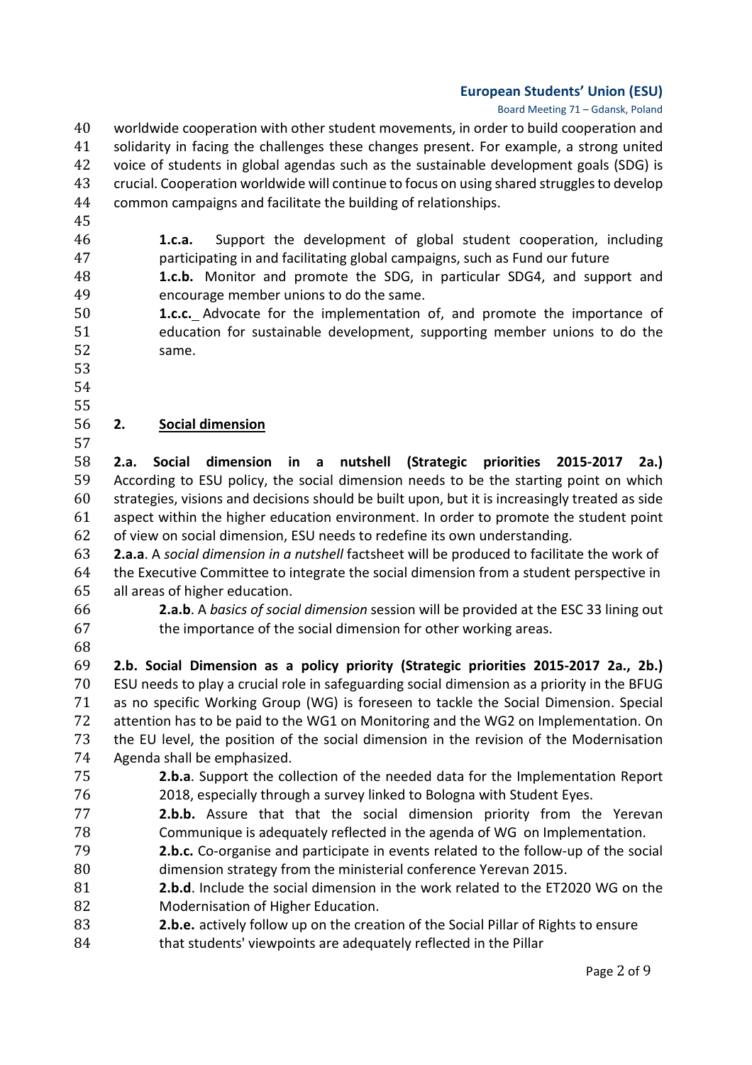worldwide cooperation with other student movements, in order to build cooperation and solidarity in facing the challenges these changes present. For example, a strong united voice of students in global agendas such as the sustainable development goals (SDG) is crucial. Cooperation worldwide will continue to focus on using shared struggles to develop common campaigns and facilitate the building of relationships.

**1.c.a.** Support the development of global student cooperation, including participating in and facilitating global campaigns, such as Fund our future

**1.c.b.** Monitor and promote the SDG, in particular SDG4, and support and encourage member unions to do the same.

**1.c.c.** Advocate for the implementation of, and promote the importance of education for sustainable development, supporting member unions to do the same.

## 2. Social dimension

**2.a. Social dimension in a nutshell (Strategic priorities 2015-2017 2a.)**
According to ESU policy, the social dimension needs to be the starting point on which strategies, visions and decisions should be built upon, but it is increasingly treated as side aspect within the higher education environment. In order to promote the student point of view on social dimension, ESU needs to redefine its own understanding.

**2.a.a**. A *social dimension in a nutshell* factsheet will be produced to facilitate the work of the Executive Committee to integrate the social dimension from a student perspective in all areas of higher education.

**2.a.b**. A *basics of social dimension* session will be provided at the ESC 33 lining out the importance of the social dimension for other working areas.

**2.b. Social Dimension as a policy priority (Strategic priorities 2015-2017 2a., 2b.)**
ESU needs to play a crucial role in safeguarding social dimension as a priority in the BFUG as no specific Working Group (WG) is foreseen to tackle the Social Dimension. Special attention has to be paid to the WG1 on Monitoring and the WG2 on Implementation. On the EU level, the position of the social dimension in the revision of the Modernisation Agenda shall be emphasized.

**2.b.a**. Support the collection of the needed data for the Implementation Report 2018, especially through a survey linked to Bologna with Student Eyes.

**2.b.b.** Assure that that the social dimension priority from the Yerevan Communique is adequately reflected in the agenda of WG on Implementation.

**2.b.c.** Co-organise and participate in events related to the follow-up of the social dimension strategy from the ministerial conference Yerevan 2015.

**2.b.d**. Include the social dimension in the work related to the ET2020 WG on the Modernisation of Higher Education.

**2.b.e.** actively follow up on the creation of the Social Pillar of Rights to ensure that students' viewpoints are adequately reflected in the Pillar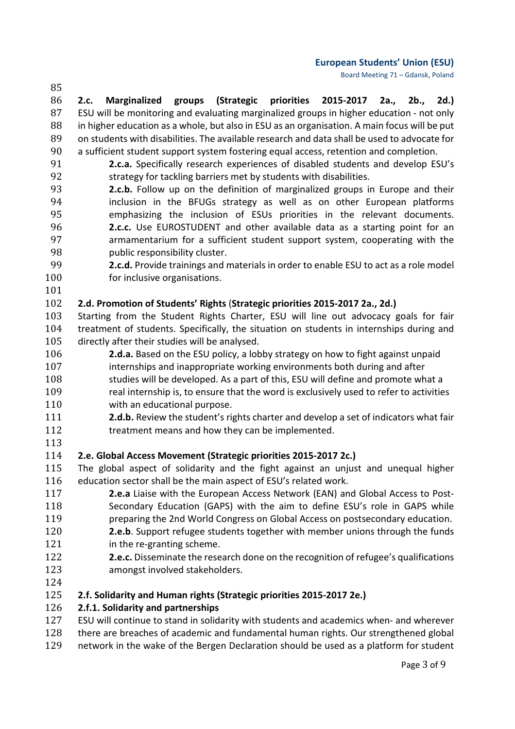**2.c. Marginalized groups (Strategic priorities 2015-2017 2a., 2b., 2d.)**

ESU will be monitoring and evaluating marginalized groups in higher education - not only in higher education as a whole, but also in ESU as an organisation. A main focus will be put on students with disabilities. The available research and data shall be used to advocate for a sufficient student support system fostering equal access, retention and completion.

> **2.c.a.** Specifically research experiences of disabled students and develop ESU's strategy for tackling barriers met by students with disabilities.
>
> **2.c.b.** Follow up on the definition of marginalized groups in Europe and their inclusion in the BFUGs strategy as well as on other European platforms emphasizing the inclusion of ESUs priorities in the relevant documents.
>
> **2.c.c.** Use EUROSTUDENT and other available data as a starting point for an armamentarium for a sufficient student support system, cooperating with the public responsibility cluster.
>
> **2.c.d.** Provide trainings and materials in order to enable ESU to act as a role model for inclusive organisations.

**2.d. Promotion of Students' Rights (Strategic priorities 2015-2017 2a., 2d.)**

Starting from the Student Rights Charter, ESU will line out advocacy goals for fair treatment of students. Specifically, the situation on students in internships during and directly after their studies will be analysed.

> **2.d.a.** Based on the ESU policy, a lobby strategy on how to fight against unpaid internships and inappropriate working environments both during and after studies will be developed. As a part of this, ESU will define and promote what a real internship is, to ensure that the word is exclusively used to refer to activities with an educational purpose.
>
> **2.d.b.** Review the student's rights charter and develop a set of indicators what fair treatment means and how they can be implemented.

**2.e. Global Access Movement (Strategic priorities 2015-2017 2c.)**

The global aspect of solidarity and the fight against an unjust and unequal higher education sector shall be the main aspect of ESU's related work.

> **2.e.a** Liaise with the European Access Network (EAN) and Global Access to Post-Secondary Education (GAPS) with the aim to define ESU's role in GAPS while preparing the 2nd World Congress on Global Access on postsecondary education.
>
> **2.e.b**. Support refugee students together with member unions through the funds in the re-granting scheme.
>
> **2.e.c.** Disseminate the research done on the recognition of refugee's qualifications amongst involved stakeholders.

**2.f. Solidarity and Human rights (Strategic priorities 2015-2017 2e.)**

**2.f.1. Solidarity and partnerships**

ESU will continue to stand in solidarity with students and academics when- and wherever there are breaches of academic and fundamental human rights. Our strengthened global network in the wake of the Bergen Declaration should be used as a platform for student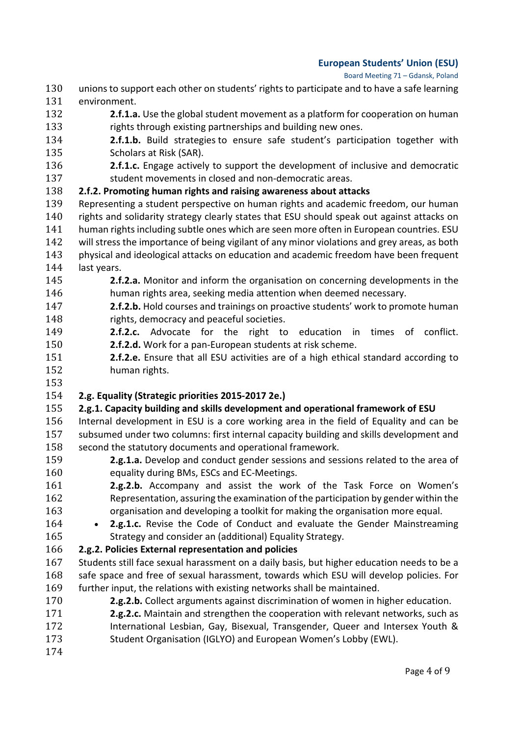unions to support each other on students' rights to participate and to have a safe learning environment.

**2.f.1.a.** Use the global student movement as a platform for cooperation on human rights through existing partnerships and building new ones.

**2.f.1.b.** Build strategies to ensure safe student's participation together with Scholars at Risk (SAR).

**2.f.1.c.** Engage actively to support the development of inclusive and democratic student movements in closed and non-democratic areas.

**2.f.2. Promoting human rights and raising awareness about attacks**

Representing a student perspective on human rights and academic freedom, our human rights and solidarity strategy clearly states that ESU should speak out against attacks on human rights including subtle ones which are seen more often in European countries. ESU will stress the importance of being vigilant of any minor violations and grey areas, as both physical and ideological attacks on education and academic freedom have been frequent last years.

**2.f.2.a.** Monitor and inform the organisation on concerning developments in the human rights area, seeking media attention when deemed necessary.

**2.f.2.b.** Hold courses and trainings on proactive students' work to promote human rights, democracy and peaceful societies.

**2.f.2.c.** Advocate for the right to education in times of conflict.

**2.f.2.d.** Work for a pan-European students at risk scheme.

**2.f.2.e.** Ensure that all ESU activities are of a high ethical standard according to human rights.

**2.g. Equality (Strategic priorities 2015-2017 2e.)**

**2.g.1. Capacity building and skills development and operational framework of ESU**

Internal development in ESU is a core working area in the field of Equality and can be subsumed under two columns: first internal capacity building and skills development and second the statutory documents and operational framework.

**2.g.1.a.** Develop and conduct gender sessions and sessions related to the area of equality during BMs, ESCs and EC-Meetings.

**2.g.2.b.** Accompany and assist the work of the Task Force on Women's Representation, assuring the examination of the participation by gender within the organisation and developing a toolkit for making the organisation more equal.

- **2.g.1.c.** Revise the Code of Conduct and evaluate the Gender Mainstreaming Strategy and consider an (additional) Equality Strategy.

**2.g.2. Policies External representation and policies**

Students still face sexual harassment on a daily basis, but higher education needs to be a safe space and free of sexual harassment, towards which ESU will develop policies. For further input, the relations with existing networks shall be maintained.

**2.g.2.b.** Collect arguments against discrimination of women in higher education.

**2.g.2.c.** Maintain and strengthen the cooperation with relevant networks, such as International Lesbian, Gay, Bisexual, Transgender, Queer and Intersex Youth & Student Organisation (IGLYO) and European Women's Lobby (EWL).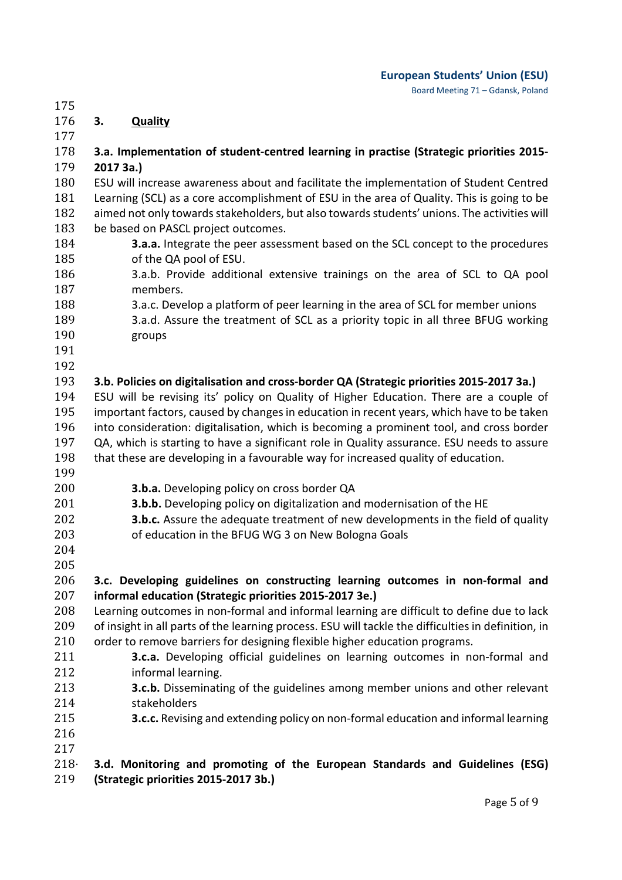## 3. Quality

### 3.a. Implementation of student-centred learning in practise (Strategic priorities 2015-2017 3a.)

ESU will increase awareness about and facilitate the implementation of Student Centred Learning (SCL) as a core accomplishment of ESU in the area of Quality. This is going to be aimed not only towards stakeholders, but also towards students' unions. The activities will be based on PASCL project outcomes.

- **3.a.a.** Integrate the peer assessment based on the SCL concept to the procedures of the QA pool of ESU.
- 3.a.b. Provide additional extensive trainings on the area of SCL to QA pool members.
- 3.a.c. Develop a platform of peer learning in the area of SCL for member unions
- 3.a.d. Assure the treatment of SCL as a priority topic in all three BFUG working groups

### 3.b. Policies on digitalisation and cross-border QA (Strategic priorities 2015-2017 3a.)

ESU will be revising its' policy on Quality of Higher Education. There are a couple of important factors, caused by changes in education in recent years, which have to be taken into consideration: digitalisation, which is becoming a prominent tool, and cross border QA, which is starting to have a significant role in Quality assurance. ESU needs to assure that these are developing in a favourable way for increased quality of education.

- **3.b.a.** Developing policy on cross border QA
- **3.b.b.** Developing policy on digitalization and modernisation of the HE
- **3.b.c.** Assure the adequate treatment of new developments in the field of quality of education in the BFUG WG 3 on New Bologna Goals

### 3.c. Developing guidelines on constructing learning outcomes in non-formal and informal education (Strategic priorities 2015-2017 3e.)

Learning outcomes in non-formal and informal learning are difficult to define due to lack of insight in all parts of the learning process. ESU will tackle the difficulties in definition, in order to remove barriers for designing flexible higher education programs.

- **3.c.a.** Developing official guidelines on learning outcomes in non-formal and informal learning.
- **3.c.b.** Disseminating of the guidelines among member unions and other relevant stakeholders
- **3.c.c.** Revising and extending policy on non-formal education and informal learning

### 3.d. Monitoring and promoting of the European Standards and Guidelines (ESG) (Strategic priorities 2015-2017 3b.)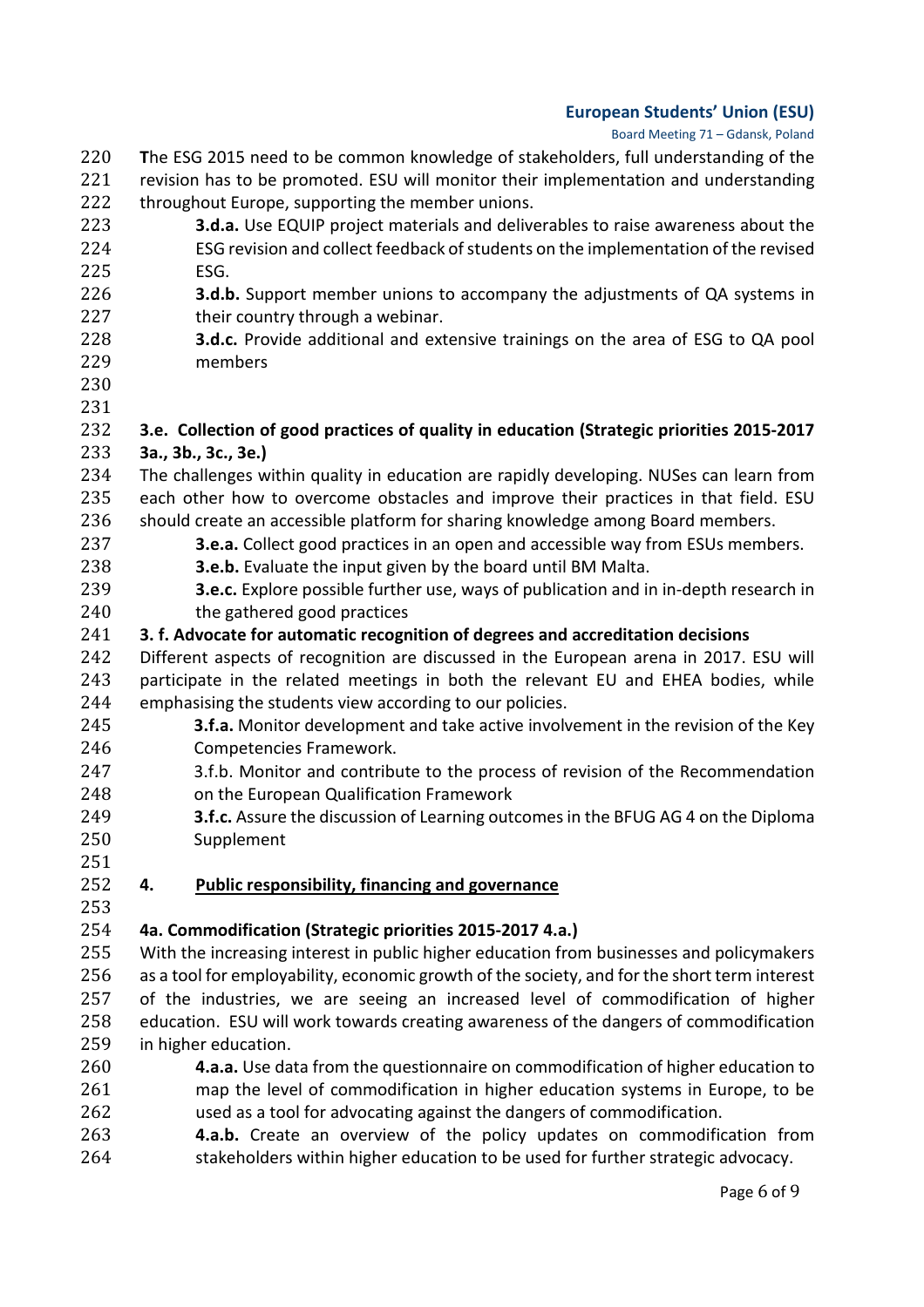The ESG 2015 need to be common knowledge of stakeholders, full understanding of the revision has to be promoted. ESU will monitor their implementation and understanding throughout Europe, supporting the member unions.

- **3.d.a.** Use EQUIP project materials and deliverables to raise awareness about the ESG revision and collect feedback of students on the implementation of the revised ESG.
- **3.d.b.** Support member unions to accompany the adjustments of QA systems in their country through a webinar.
- **3.d.c.** Provide additional and extensive trainings on the area of ESG to QA pool members

**3.e. Collection of good practices of quality in education (Strategic priorities 2015-2017 3a., 3b., 3c., 3e.)**

The challenges within quality in education are rapidly developing. NUSes can learn from each other how to overcome obstacles and improve their practices in that field. ESU should create an accessible platform for sharing knowledge among Board members.

- **3.e.a.** Collect good practices in an open and accessible way from ESUs members.
- **3.e.b.** Evaluate the input given by the board until BM Malta.
- **3.e.c.** Explore possible further use, ways of publication and in in-depth research in the gathered good practices

**3. f. Advocate for automatic recognition of degrees and accreditation decisions**

Different aspects of recognition are discussed in the European arena in 2017. ESU will participate in the related meetings in both the relevant EU and EHEA bodies, while emphasising the students view according to our policies.

- **3.f.a.** Monitor development and take active involvement in the revision of the Key Competencies Framework.
- 3.f.b. Monitor and contribute to the process of revision of the Recommendation on the European Qualification Framework
- **3.f.c.** Assure the discussion of Learning outcomes in the BFUG AG 4 on the Diploma Supplement

## 4. Public responsibility, financing and governance

**4a. Commodification (Strategic priorities 2015-2017 4.a.)**

With the increasing interest in public higher education from businesses and policymakers as a tool for employability, economic growth of the society, and for the short term interest of the industries, we are seeing an increased level of commodification of higher education. ESU will work towards creating awareness of the dangers of commodification in higher education.

- **4.a.a.** Use data from the questionnaire on commodification of higher education to map the level of commodification in higher education systems in Europe, to be used as a tool for advocating against the dangers of commodification.
- **4.a.b.** Create an overview of the policy updates on commodification from stakeholders within higher education to be used for further strategic advocacy.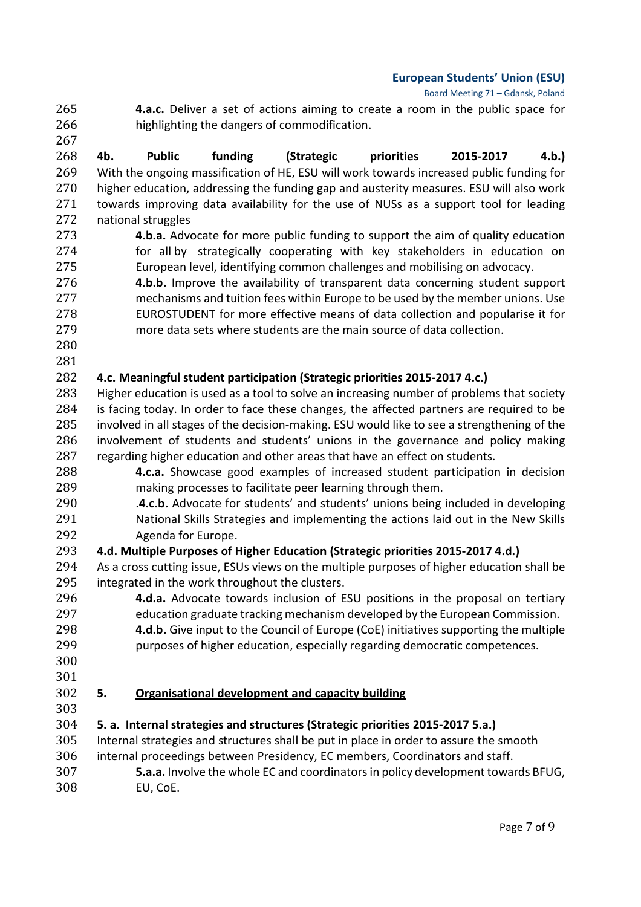**4.a.c.** Deliver a set of actions aiming to create a room in the public space for highlighting the dangers of commodification.

**4b. Public funding (Strategic priorities 2015-2017 4.b.)**

With the ongoing massification of HE, ESU will work towards increased public funding for higher education, addressing the funding gap and austerity measures. ESU will also work towards improving data availability for the use of NUSs as a support tool for leading national struggles

**4.b.a.** Advocate for more public funding to support the aim of quality education for all by strategically cooperating with key stakeholders in education on European level, identifying common challenges and mobilising on advocacy.

**4.b.b.** Improve the availability of transparent data concerning student support mechanisms and tuition fees within Europe to be used by the member unions. Use EUROSTUDENT for more effective means of data collection and popularise it for more data sets where students are the main source of data collection.

**4.c. Meaningful student participation (Strategic priorities 2015-2017 4.c.)**

Higher education is used as a tool to solve an increasing number of problems that society is facing today. In order to face these changes, the affected partners are required to be involved in all stages of the decision-making. ESU would like to see a strengthening of the involvement of students and students' unions in the governance and policy making regarding higher education and other areas that have an effect on students.

**4.c.a.** Showcase good examples of increased student participation in decision making processes to facilitate peer learning through them.

.**4.c.b.** Advocate for students' and students' unions being included in developing National Skills Strategies and implementing the actions laid out in the New Skills Agenda for Europe.

**4.d. Multiple Purposes of Higher Education (Strategic priorities 2015-2017 4.d.)**

As a cross cutting issue, ESUs views on the multiple purposes of higher education shall be integrated in the work throughout the clusters.

**4.d.a.** Advocate towards inclusion of ESU positions in the proposal on tertiary education graduate tracking mechanism developed by the European Commission.

**4.d.b.** Give input to the Council of Europe (CoE) initiatives supporting the multiple purposes of higher education, especially regarding democratic competences.

## 5. Organisational development and capacity building

**5. a. Internal strategies and structures (Strategic priorities 2015-2017 5.a.)**

Internal strategies and structures shall be put in place in order to assure the smooth internal proceedings between Presidency, EC members, Coordinators and staff.

**5.a.a.** Involve the whole EC and coordinators in policy development towards BFUG, EU, CoE.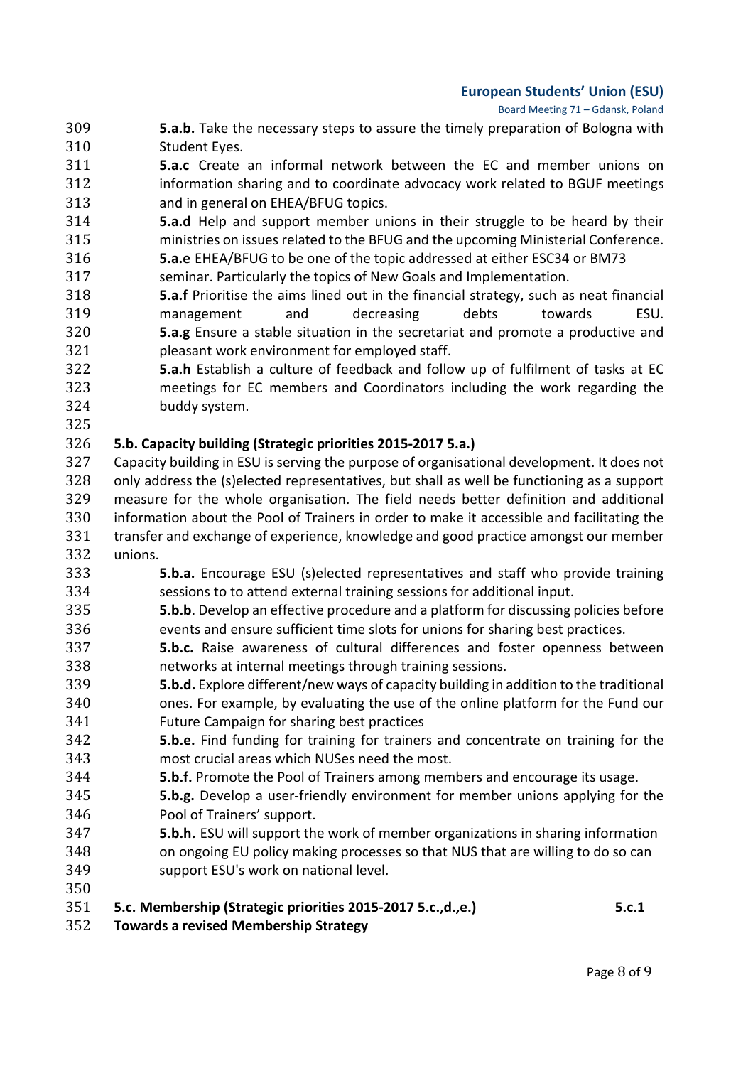**5.a.b.** Take the necessary steps to assure the timely preparation of Bologna with Student Eyes.

**5.a.c** Create an informal network between the EC and member unions on information sharing and to coordinate advocacy work related to BGUF meetings and in general on EHEA/BFUG topics.

**5.a.d** Help and support member unions in their struggle to be heard by their ministries on issues related to the BFUG and the upcoming Ministerial Conference.

**5.a.e** EHEA/BFUG to be one of the topic addressed at either ESC34 or BM73 seminar. Particularly the topics of New Goals and Implementation.

**5.a.f** Prioritise the aims lined out in the financial strategy, such as neat financial management and decreasing debts towards ESU.

**5.a.g** Ensure a stable situation in the secretariat and promote a productive and pleasant work environment for employed staff.

**5.a.h** Establish a culture of feedback and follow up of fulfilment of tasks at EC meetings for EC members and Coordinators including the work regarding the buddy system.

### 5.b. Capacity building (Strategic priorities 2015-2017 5.a.)

Capacity building in ESU is serving the purpose of organisational development. It does not only address the (s)elected representatives, but shall as well be functioning as a support measure for the whole organisation. The field needs better definition and additional information about the Pool of Trainers in order to make it accessible and facilitating the transfer and exchange of experience, knowledge and good practice amongst our member unions.

**5.b.a.** Encourage ESU (s)elected representatives and staff who provide training sessions to to attend external training sessions for additional input.

**5.b.b**. Develop an effective procedure and a platform for discussing policies before events and ensure sufficient time slots for unions for sharing best practices.

**5.b.c.** Raise awareness of cultural differences and foster openness between networks at internal meetings through training sessions.

**5.b.d.** Explore different/new ways of capacity building in addition to the traditional ones. For example, by evaluating the use of the online platform for the Fund our Future Campaign for sharing best practices

**5.b.e.** Find funding for training for trainers and concentrate on training for the most crucial areas which NUSes need the most.

**5.b.f.** Promote the Pool of Trainers among members and encourage its usage.

**5.b.g.** Develop a user-friendly environment for member unions applying for the Pool of Trainers' support.

**5.b.h.** ESU will support the work of member organizations in sharing information on ongoing EU policy making processes so that NUS that are willing to do so can support ESU's work on national level.

### 5.c. Membership (Strategic priorities 2015-2017 5.c.,d.,e.) 5.c.1 Towards a revised Membership Strategy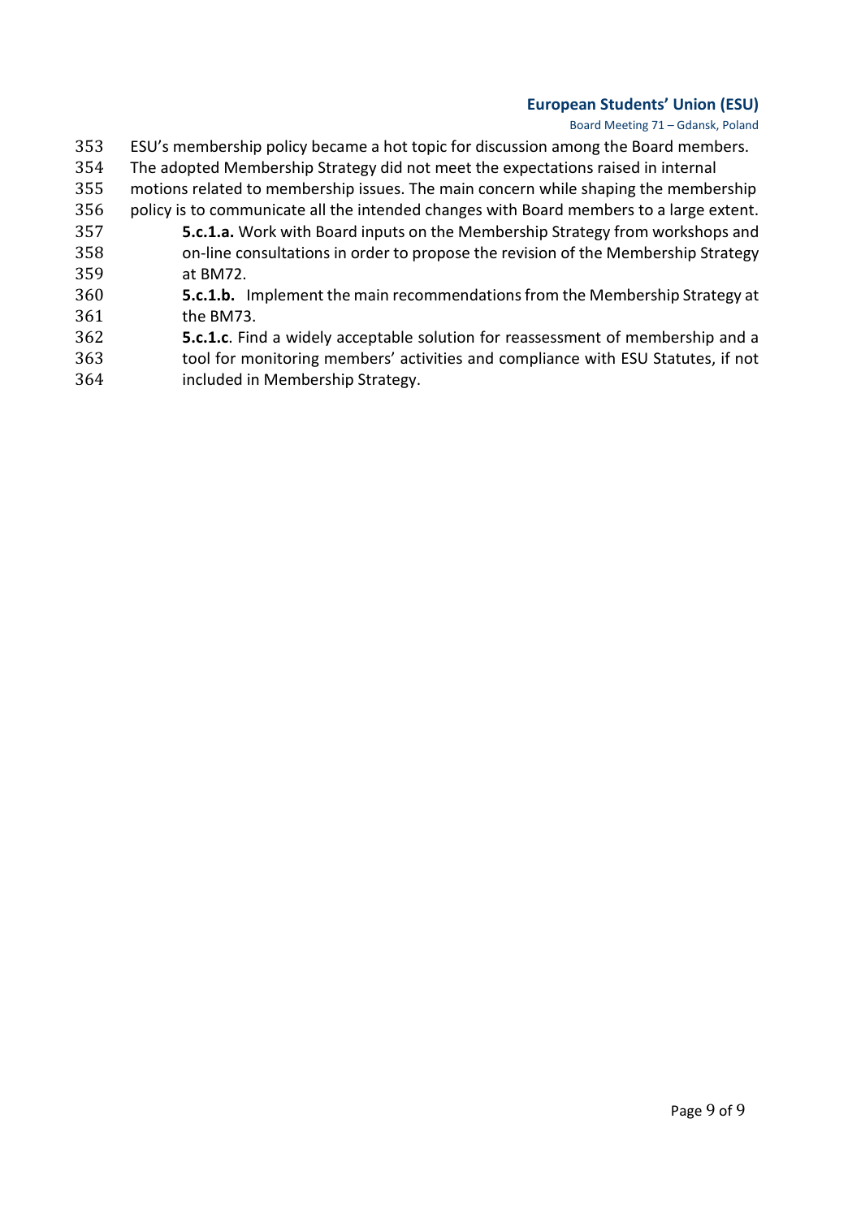ESU's membership policy became a hot topic for discussion among the Board members. The adopted Membership Strategy did not meet the expectations raised in internal motions related to membership issues. The main concern while shaping the membership policy is to communicate all the intended changes with Board members to a large extent.

- **5.c.1.a.** Work with Board inputs on the Membership Strategy from workshops and on-line consultations in order to propose the revision of the Membership Strategy at BM72.
- **5.c.1.b.** Implement the main recommendations from the Membership Strategy at the BM73.
- **5.c.1.c**. Find a widely acceptable solution for reassessment of membership and a tool for monitoring members' activities and compliance with ESU Statutes, if not included in Membership Strategy.